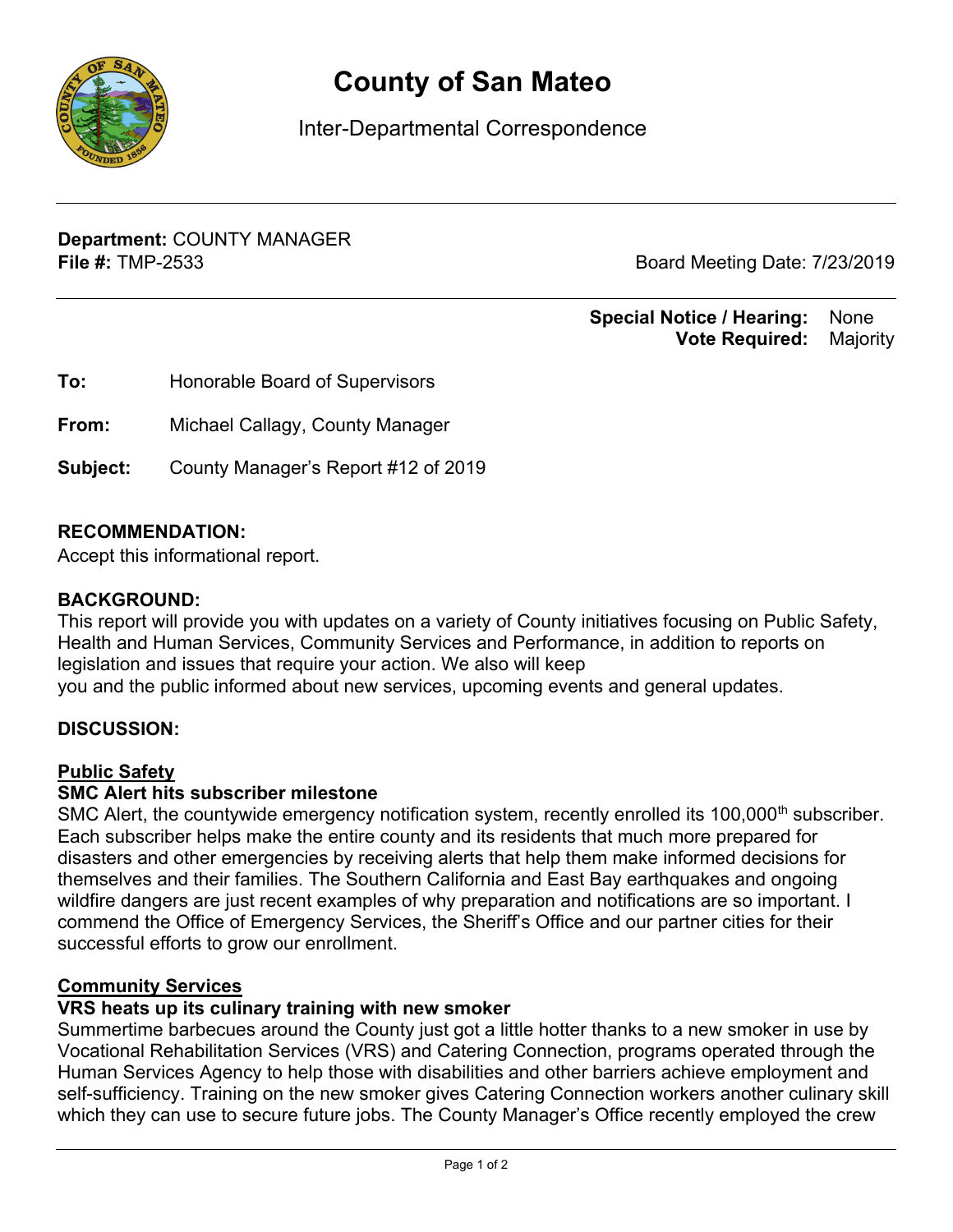# County of San Mateo

Inter-Departmental Correspondence

**Department:** COUNTY MANAGER
**File #:** TMP-2533

Board Meeting Date: 7/23/2019

**Special Notice / Hearing:** None
**Vote Required:** Majority

**To:** Honorable Board of Supervisors

**From:** Michael Callagy, County Manager

**Subject:** County Manager's Report #12 of 2019

## RECOMMENDATION:

Accept this informational report.

## BACKGROUND:

This report will provide you with updates on a variety of County initiatives focusing on Public Safety, Health and Human Services, Community Services and Performance, in addition to reports on legislation and issues that require your action. We also will keep
you and the public informed about new services, upcoming events and general updates.

## DISCUSSION:

### Public Safety

**SMC Alert hits subscriber milestone**

SMC Alert, the countywide emergency notification system, recently enrolled its 100,000th subscriber. Each subscriber helps make the entire county and its residents that much more prepared for disasters and other emergencies by receiving alerts that help them make informed decisions for themselves and their families. The Southern California and East Bay earthquakes and ongoing wildfire dangers are just recent examples of why preparation and notifications are so important. I commend the Office of Emergency Services, the Sheriff's Office and our partner cities for their successful efforts to grow our enrollment.

### Community Services

**VRS heats up its culinary training with new smoker**

Summertime barbecues around the County just got a little hotter thanks to a new smoker in use by Vocational Rehabilitation Services (VRS) and Catering Connection, programs operated through the Human Services Agency to help those with disabilities and other barriers achieve employment and self-sufficiency. Training on the new smoker gives Catering Connection workers another culinary skill which they can use to secure future jobs. The County Manager's Office recently employed the crew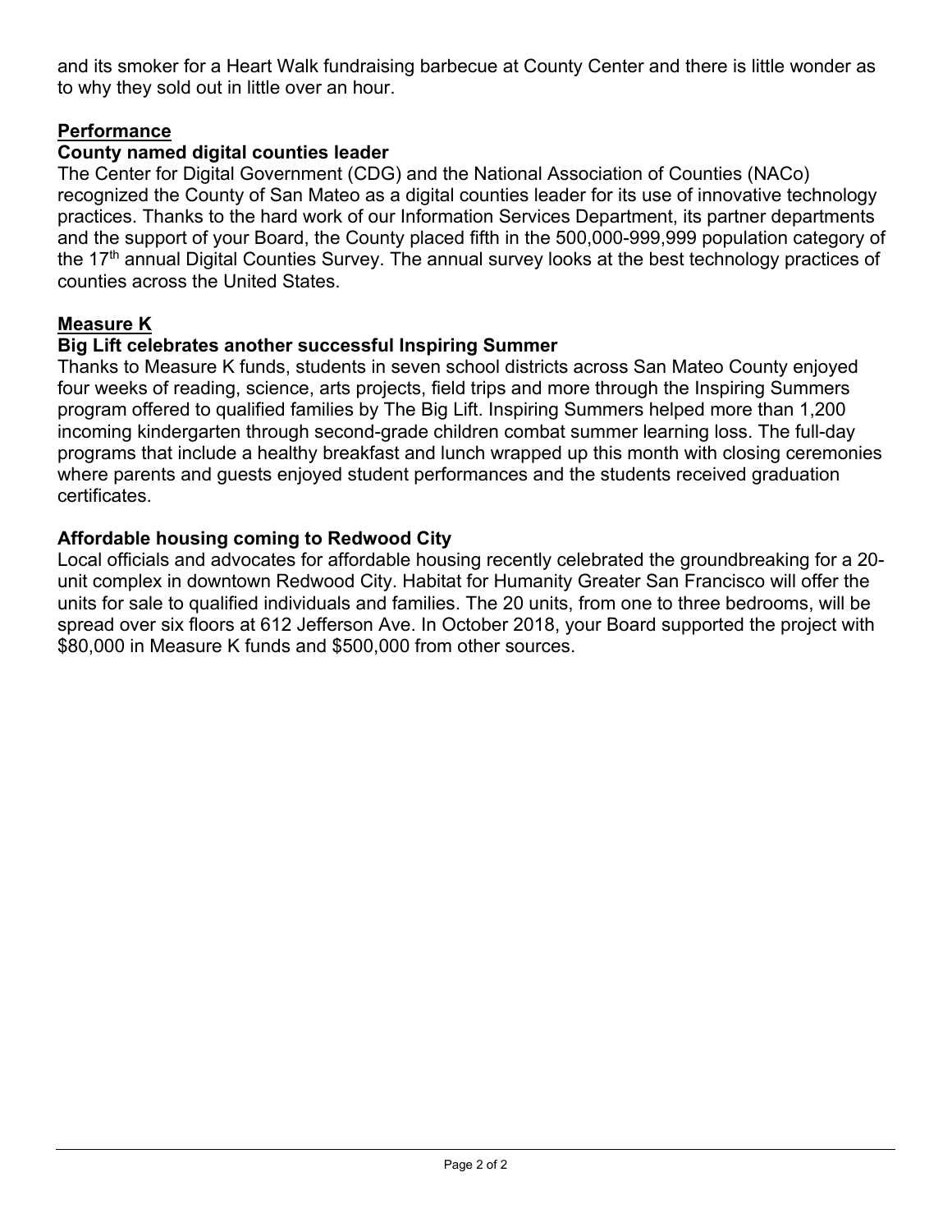and its smoker for a Heart Walk fundraising barbecue at County Center and there is little wonder as to why they sold out in little over an hour.

## Performance

### County named digital counties leader

The Center for Digital Government (CDG) and the National Association of Counties (NACo) recognized the County of San Mateo as a digital counties leader for its use of innovative technology practices. Thanks to the hard work of our Information Services Department, its partner departments and the support of your Board, the County placed fifth in the 500,000-999,999 population category of the 17th annual Digital Counties Survey. The annual survey looks at the best technology practices of counties across the United States.

## Measure K

### Big Lift celebrates another successful Inspiring Summer

Thanks to Measure K funds, students in seven school districts across San Mateo County enjoyed four weeks of reading, science, arts projects, field trips and more through the Inspiring Summers program offered to qualified families by The Big Lift. Inspiring Summers helped more than 1,200 incoming kindergarten through second-grade children combat summer learning loss. The full-day programs that include a healthy breakfast and lunch wrapped up this month with closing ceremonies where parents and guests enjoyed student performances and the students received graduation certificates.

### Affordable housing coming to Redwood City

Local officials and advocates for affordable housing recently celebrated the groundbreaking for a 20-unit complex in downtown Redwood City. Habitat for Humanity Greater San Francisco will offer the units for sale to qualified individuals and families. The 20 units, from one to three bedrooms, will be spread over six floors at 612 Jefferson Ave. In October 2018, your Board supported the project with $80,000 in Measure K funds and $500,000 from other sources.